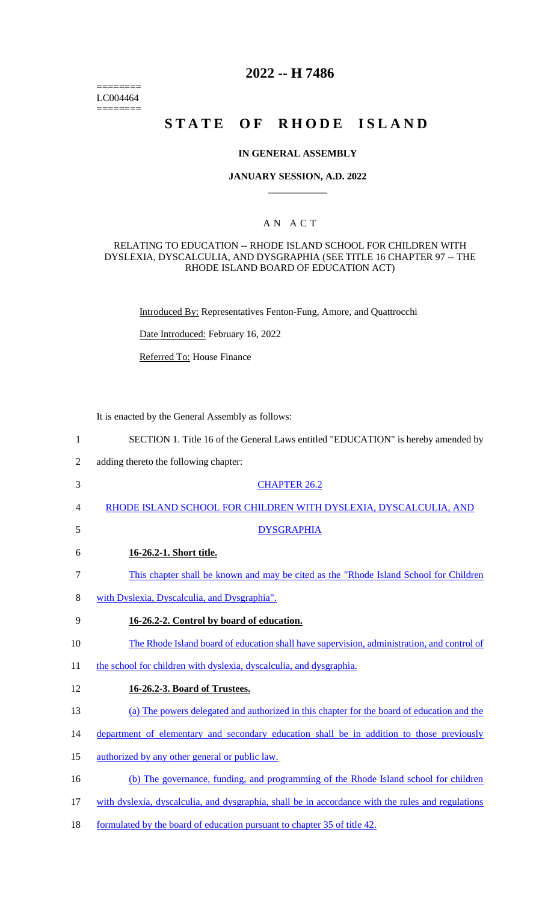========
LC004464
========

# 2022 -- H 7486

# STATE OF RHODE ISLAND

### IN GENERAL ASSEMBLY

### JANUARY SESSION, A.D. 2022

____________

## A N A C T

RELATING TO EDUCATION -- RHODE ISLAND SCHOOL FOR CHILDREN WITH DYSLEXIA, DYSCALCULIA, AND DYSGRAPHIA (SEE TITLE 16 CHAPTER 97 -- THE RHODE ISLAND BOARD OF EDUCATION ACT)

Introduced By: Representatives Fenton-Fung, Amore, and Quattrocchi

Date Introduced: February 16, 2022

Referred To: House Finance

It is enacted by the General Assembly as follows:

1 SECTION 1. Title 16 of the General Laws entitled "EDUCATION" is hereby amended by
2 adding thereto the following chapter:

3 CHAPTER 26.2

4 RHODE ISLAND SCHOOL FOR CHILDREN WITH DYSLEXIA, DYSCALCULIA, AND
5 DYSGRAPHIA

6 **16-26.2-1. Short title.**

7 This chapter shall be known and may be cited as the "Rhode Island School for Children
8 with Dyslexia, Dyscalculia, and Dysgraphia".

9 **16-26.2-2. Control by board of education.**

10 The Rhode Island board of education shall have supervision, administration, and control of
11 the school for children with dyslexia, dyscalculia, and dysgraphia.

12 **16-26.2-3. Board of Trustees.**

13 (a) The powers delegated and authorized in this chapter for the board of education and the
14 department of elementary and secondary education shall be in addition to those previously
15 authorized by any other general or public law.

16 (b) The governance, funding, and programming of the Rhode Island school for children
17 with dyslexia, dyscalculia, and dysgraphia, shall be in accordance with the rules and regulations
18 formulated by the board of education pursuant to chapter 35 of title 42.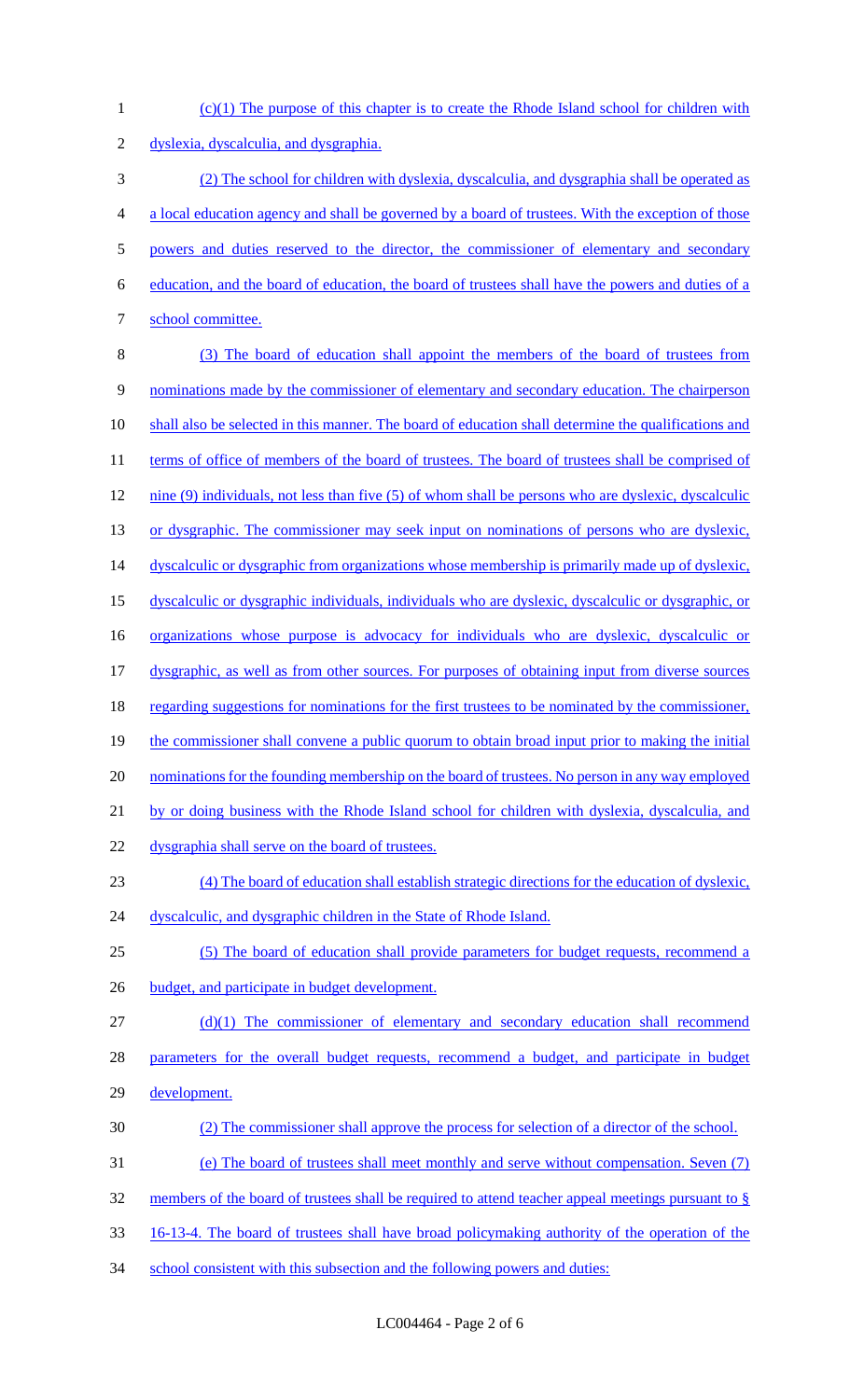(c)(1) The purpose of this chapter is to create the Rhode Island school for children with dyslexia, dyscalculia, and dysgraphia.

(2) The school for children with dyslexia, dyscalculia, and dysgraphia shall be operated as a local education agency and shall be governed by a board of trustees. With the exception of those powers and duties reserved to the director, the commissioner of elementary and secondary education, and the board of education, the board of trustees shall have the powers and duties of a school committee.

(3) The board of education shall appoint the members of the board of trustees from nominations made by the commissioner of elementary and secondary education. The chairperson shall also be selected in this manner. The board of education shall determine the qualifications and terms of office of members of the board of trustees. The board of trustees shall be comprised of nine (9) individuals, not less than five (5) of whom shall be persons who are dyslexic, dyscalculic or dysgraphic. The commissioner may seek input on nominations of persons who are dyslexic, dyscalculic or dysgraphic from organizations whose membership is primarily made up of dyslexic, dyscalculic or dysgraphic individuals, individuals who are dyslexic, dyscalculic or dysgraphic, or organizations whose purpose is advocacy for individuals who are dyslexic, dyscalculic or dysgraphic, as well as from other sources. For purposes of obtaining input from diverse sources regarding suggestions for nominations for the first trustees to be nominated by the commissioner, the commissioner shall convene a public quorum to obtain broad input prior to making the initial nominations for the founding membership on the board of trustees. No person in any way employed by or doing business with the Rhode Island school for children with dyslexia, dyscalculia, and dysgraphia shall serve on the board of trustees.

(4) The board of education shall establish strategic directions for the education of dyslexic, dyscalculic, and dysgraphic children in the State of Rhode Island.

(5) The board of education shall provide parameters for budget requests, recommend a budget, and participate in budget development.

(d)(1) The commissioner of elementary and secondary education shall recommend parameters for the overall budget requests, recommend a budget, and participate in budget development.

(2) The commissioner shall approve the process for selection of a director of the school.

(e) The board of trustees shall meet monthly and serve without compensation. Seven (7) members of the board of trustees shall be required to attend teacher appeal meetings pursuant to § 16-13-4. The board of trustees shall have broad policymaking authority of the operation of the school consistent with this subsection and the following powers and duties: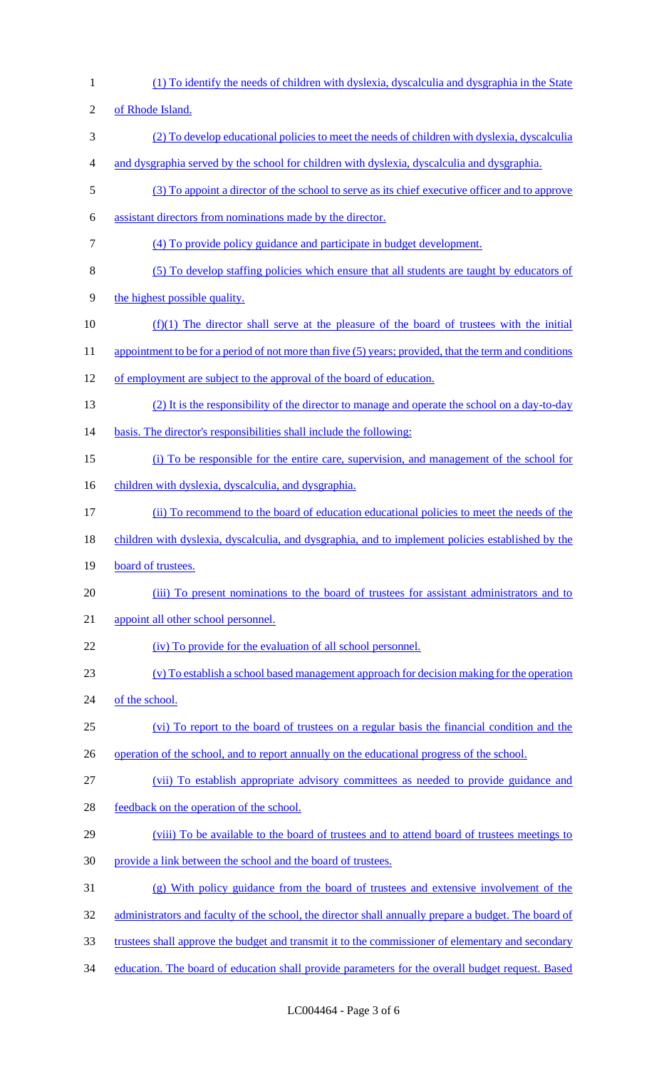(1) To identify the needs of children with dyslexia, dyscalculia and dysgraphia in the State of Rhode Island.

(2) To develop educational policies to meet the needs of children with dyslexia, dyscalculia and dysgraphia served by the school for children with dyslexia, dyscalculia and dysgraphia.

(3) To appoint a director of the school to serve as its chief executive officer and to approve assistant directors from nominations made by the director.

(4) To provide policy guidance and participate in budget development.

(5) To develop staffing policies which ensure that all students are taught by educators of the highest possible quality.

(f)(1) The director shall serve at the pleasure of the board of trustees with the initial appointment to be for a period of not more than five (5) years; provided, that the term and conditions of employment are subject to the approval of the board of education.

(2) It is the responsibility of the director to manage and operate the school on a day-to-day basis. The director's responsibilities shall include the following:

(i) To be responsible for the entire care, supervision, and management of the school for children with dyslexia, dyscalculia, and dysgraphia.

(ii) To recommend to the board of education educational policies to meet the needs of the children with dyslexia, dyscalculia, and dysgraphia, and to implement policies established by the board of trustees.

(iii) To present nominations to the board of trustees for assistant administrators and to appoint all other school personnel.

(iv) To provide for the evaluation of all school personnel.

(v) To establish a school based management approach for decision making for the operation of the school.

(vi) To report to the board of trustees on a regular basis the financial condition and the operation of the school, and to report annually on the educational progress of the school.

(vii) To establish appropriate advisory committees as needed to provide guidance and feedback on the operation of the school.

(viii) To be available to the board of trustees and to attend board of trustees meetings to provide a link between the school and the board of trustees.

(g) With policy guidance from the board of trustees and extensive involvement of the administrators and faculty of the school, the director shall annually prepare a budget. The board of trustees shall approve the budget and transmit it to the commissioner of elementary and secondary education. The board of education shall provide parameters for the overall budget request. Based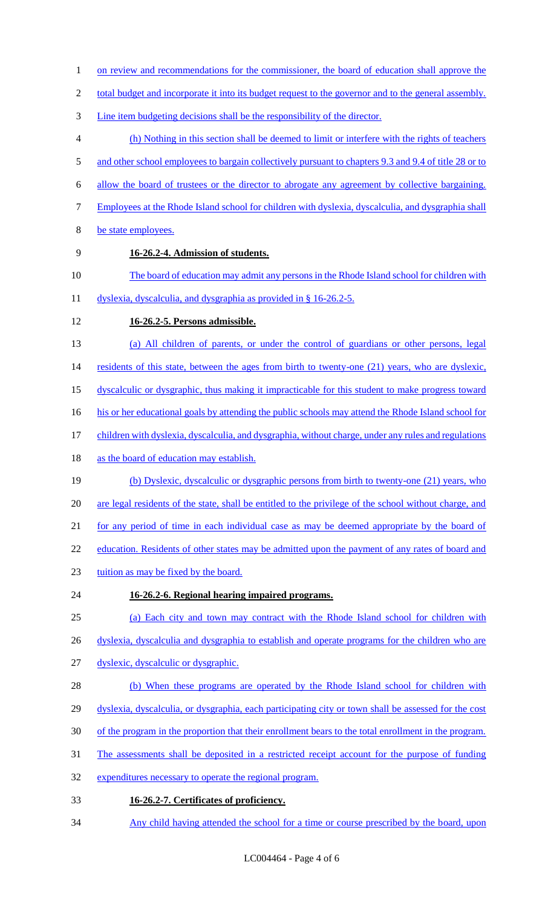on review and recommendations for the commissioner, the board of education shall approve the total budget and incorporate it into its budget request to the governor and to the general assembly. Line item budgeting decisions shall be the responsibility of the director.

(h) Nothing in this section shall be deemed to limit or interfere with the rights of teachers and other school employees to bargain collectively pursuant to chapters 9.3 and 9.4 of title 28 or to allow the board of trustees or the director to abrogate any agreement by collective bargaining. Employees at the Rhode Island school for children with dyslexia, dyscalculia, and dysgraphia shall be state employees.

**16-26.2-4. Admission of students.**

The board of education may admit any persons in the Rhode Island school for children with dyslexia, dyscalculia, and dysgraphia as provided in § 16-26.2-5.

**16-26.2-5. Persons admissible.**

(a) All children of parents, or under the control of guardians or other persons, legal residents of this state, between the ages from birth to twenty-one (21) years, who are dyslexic, dyscalculic or dysgraphic, thus making it impracticable for this student to make progress toward his or her educational goals by attending the public schools may attend the Rhode Island school for children with dyslexia, dyscalculia, and dysgraphia, without charge, under any rules and regulations as the board of education may establish.

(b) Dyslexic, dyscalculic or dysgraphic persons from birth to twenty-one (21) years, who are legal residents of the state, shall be entitled to the privilege of the school without charge, and for any period of time in each individual case as may be deemed appropriate by the board of education. Residents of other states may be admitted upon the payment of any rates of board and tuition as may be fixed by the board.

**16-26.2-6. Regional hearing impaired programs.**

(a) Each city and town may contract with the Rhode Island school for children with dyslexia, dyscalculia and dysgraphia to establish and operate programs for the children who are dyslexic, dyscalculic or dysgraphic.

(b) When these programs are operated by the Rhode Island school for children with dyslexia, dyscalculia, or dysgraphia, each participating city or town shall be assessed for the cost of the program in the proportion that their enrollment bears to the total enrollment in the program. The assessments shall be deposited in a restricted receipt account for the purpose of funding expenditures necessary to operate the regional program.

**16-26.2-7. Certificates of proficiency.**

Any child having attended the school for a time or course prescribed by the board, upon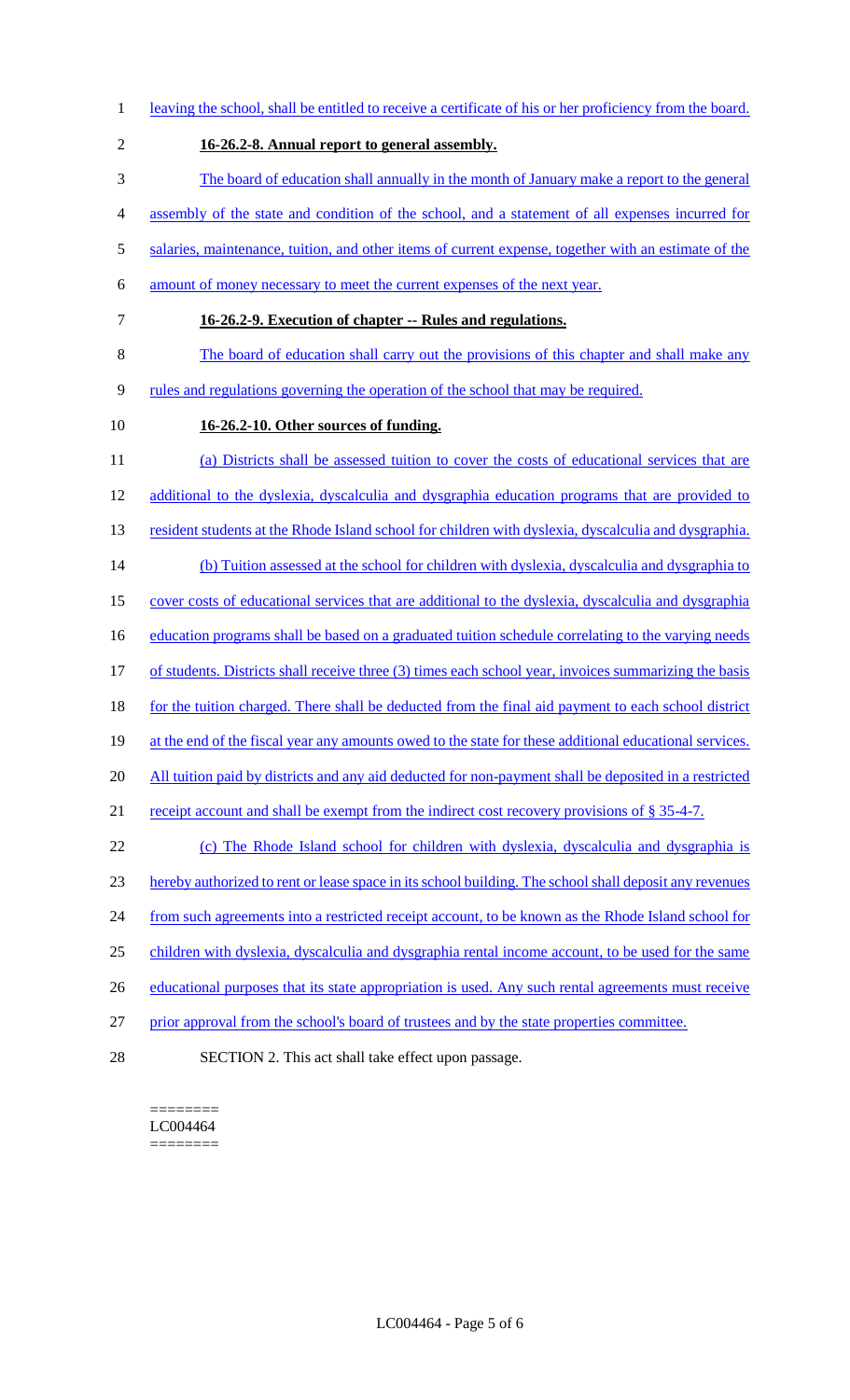leaving the school, shall be entitled to receive a certificate of his or her proficiency from the board.

**16-26.2-8. Annual report to general assembly.**

The board of education shall annually in the month of January make a report to the general assembly of the state and condition of the school, and a statement of all expenses incurred for salaries, maintenance, tuition, and other items of current expense, together with an estimate of the amount of money necessary to meet the current expenses of the next year.

**16-26.2-9. Execution of chapter -- Rules and regulations.**

The board of education shall carry out the provisions of this chapter and shall make any rules and regulations governing the operation of the school that may be required.

**16-26.2-10. Other sources of funding.**

(a) Districts shall be assessed tuition to cover the costs of educational services that are additional to the dyslexia, dyscalculia and dysgraphia education programs that are provided to resident students at the Rhode Island school for children with dyslexia, dyscalculia and dysgraphia.

(b) Tuition assessed at the school for children with dyslexia, dyscalculia and dysgraphia to cover costs of educational services that are additional to the dyslexia, dyscalculia and dysgraphia education programs shall be based on a graduated tuition schedule correlating to the varying needs of students. Districts shall receive three (3) times each school year, invoices summarizing the basis for the tuition charged. There shall be deducted from the final aid payment to each school district at the end of the fiscal year any amounts owed to the state for these additional educational services. All tuition paid by districts and any aid deducted for non-payment shall be deposited in a restricted receipt account and shall be exempt from the indirect cost recovery provisions of § 35-4-7.

(c) The Rhode Island school for children with dyslexia, dyscalculia and dysgraphia is hereby authorized to rent or lease space in its school building. The school shall deposit any revenues from such agreements into a restricted receipt account, to be known as the Rhode Island school for children with dyslexia, dyscalculia and dysgraphia rental income account, to be used for the same educational purposes that its state appropriation is used. Any such rental agreements must receive prior approval from the school's board of trustees and by the state properties committee.

SECTION 2. This act shall take effect upon passage.

========
LC004464
========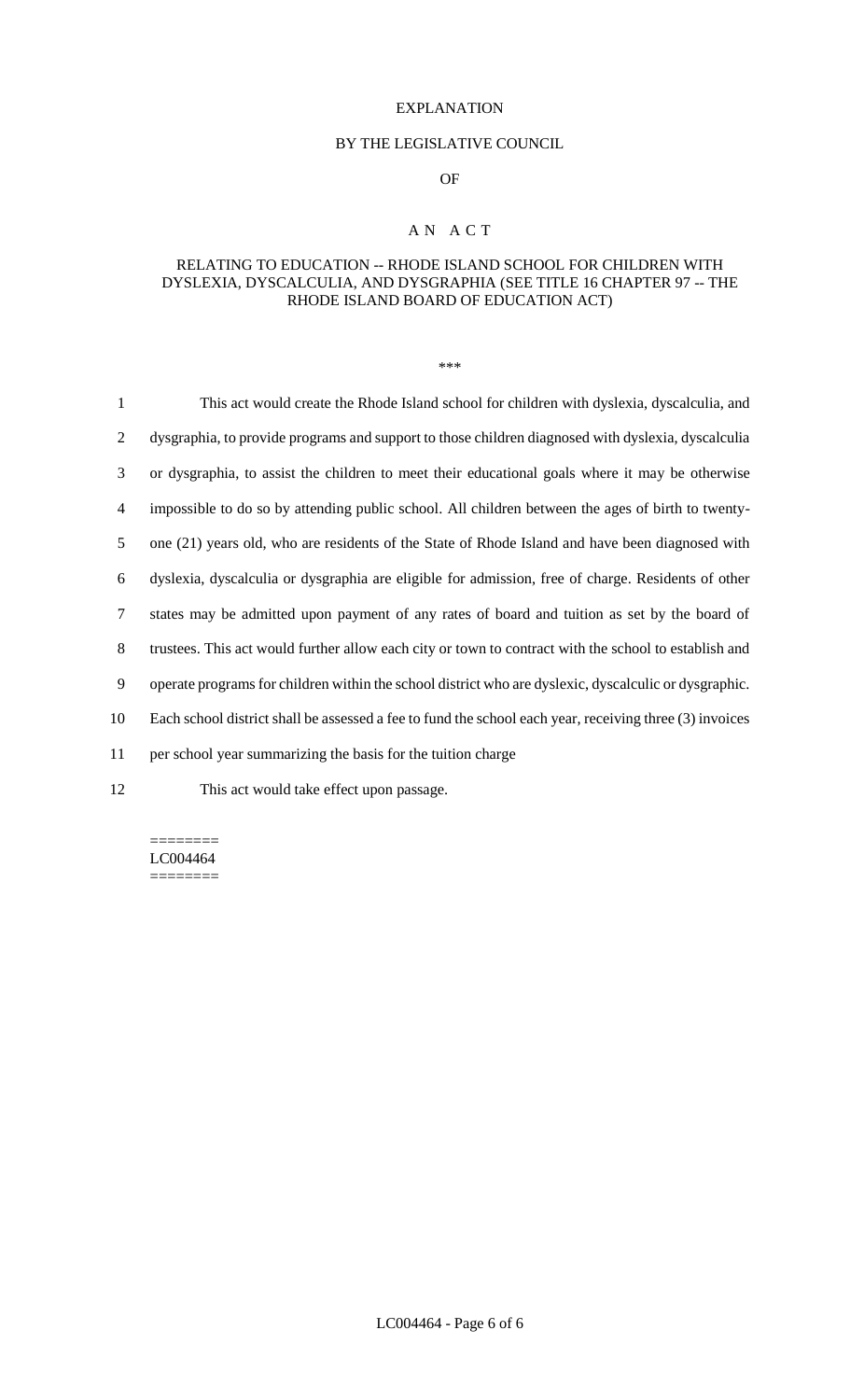EXPLANATION

BY THE LEGISLATIVE COUNCIL

OF

A N A C T

RELATING TO EDUCATION -- RHODE ISLAND SCHOOL FOR CHILDREN WITH DYSLEXIA, DYSCALCULIA, AND DYSGRAPHIA (SEE TITLE 16 CHAPTER 97 -- THE RHODE ISLAND BOARD OF EDUCATION ACT)

\*\*\*

1 This act would create the Rhode Island school for children with dyslexia, dyscalculia, and
2 dysgraphia, to provide programs and support to those children diagnosed with dyslexia, dyscalculia
3 or dysgraphia, to assist the children to meet their educational goals where it may be otherwise
4 impossible to do so by attending public school. All children between the ages of birth to twenty-
5 one (21) years old, who are residents of the State of Rhode Island and have been diagnosed with
6 dyslexia, dyscalculia or dysgraphia are eligible for admission, free of charge. Residents of other
7 states may be admitted upon payment of any rates of board and tuition as set by the board of
8 trustees. This act would further allow each city or town to contract with the school to establish and
9 operate programs for children within the school district who are dyslexic, dyscalculic or dysgraphic.
10 Each school district shall be assessed a fee to fund the school each year, receiving three (3) invoices
11 per school year summarizing the basis for the tuition charge

12 This act would take effect upon passage.

========
LC004464
========